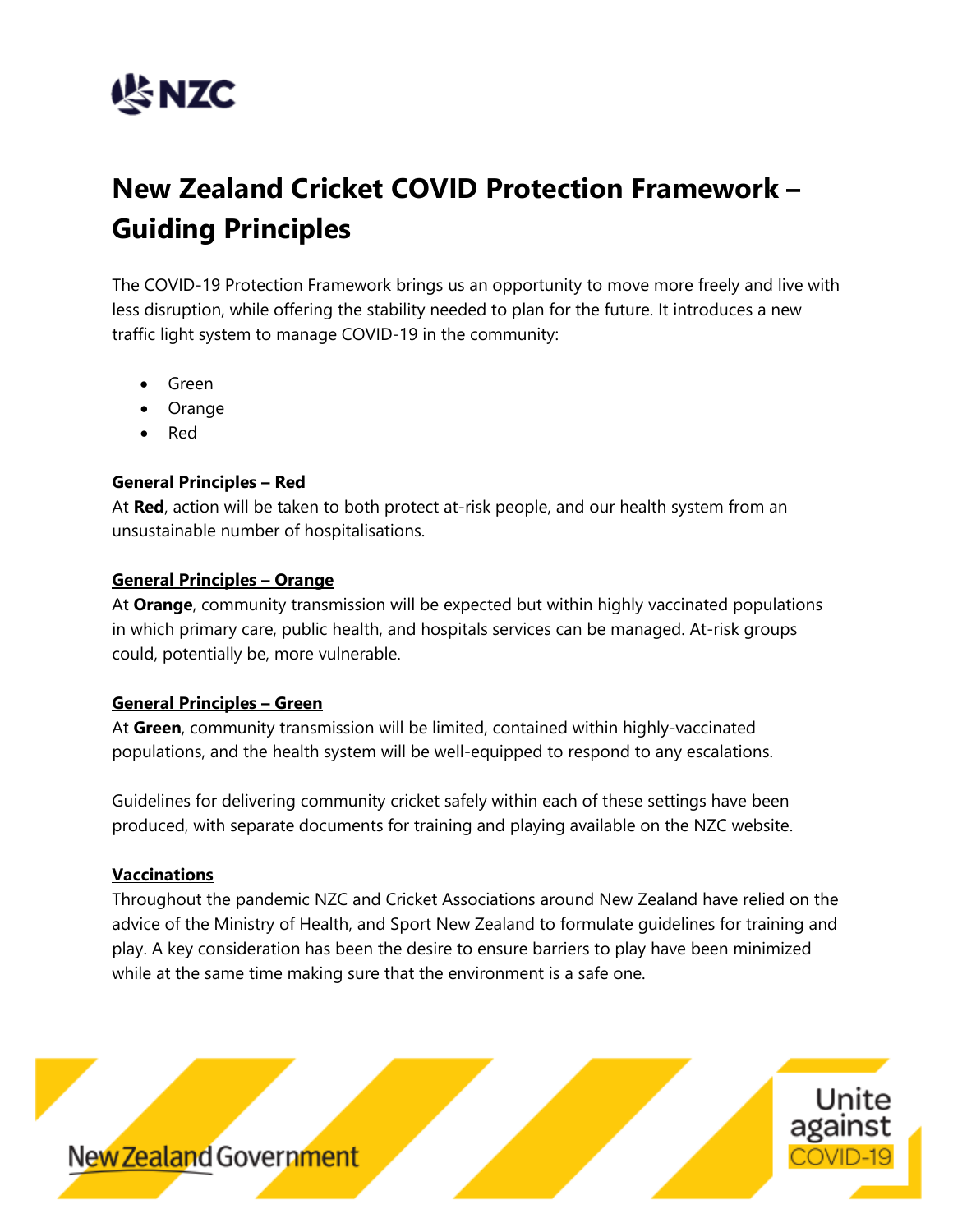# New Zealand Cricket COVID Protection Framework – Guiding Principles

The COVID-19 Protection Framework brings us an opportunity to move more freely and live with less disruption, while offering the stability needed to plan for the future. It introduces a new traffic light system to manage COVID-19 in the community:

- Green
- Orange
- Red

**General Principles – Red**

At **Red**, action will be taken to both protect at-risk people, and our health system from an unsustainable number of hospitalisations.

**General Principles – Orange**

At **Orange**, community transmission will be expected but within highly vaccinated populations in which primary care, public health, and hospitals services can be managed. At-risk groups could, potentially be, more vulnerable.

**General Principles – Green**

At **Green**, community transmission will be limited, contained within highly-vaccinated populations, and the health system will be well-equipped to respond to any escalations.

Guidelines for delivering community cricket safely within each of these settings have been produced, with separate documents for training and playing available on the NZC website.

**Vaccinations**

Throughout the pandemic NZC and Cricket Associations around New Zealand have relied on the advice of the Ministry of Health, and Sport New Zealand to formulate guidelines for training and play. A key consideration has been the desire to ensure barriers to play have been minimized while at the same time making sure that the environment is a safe one.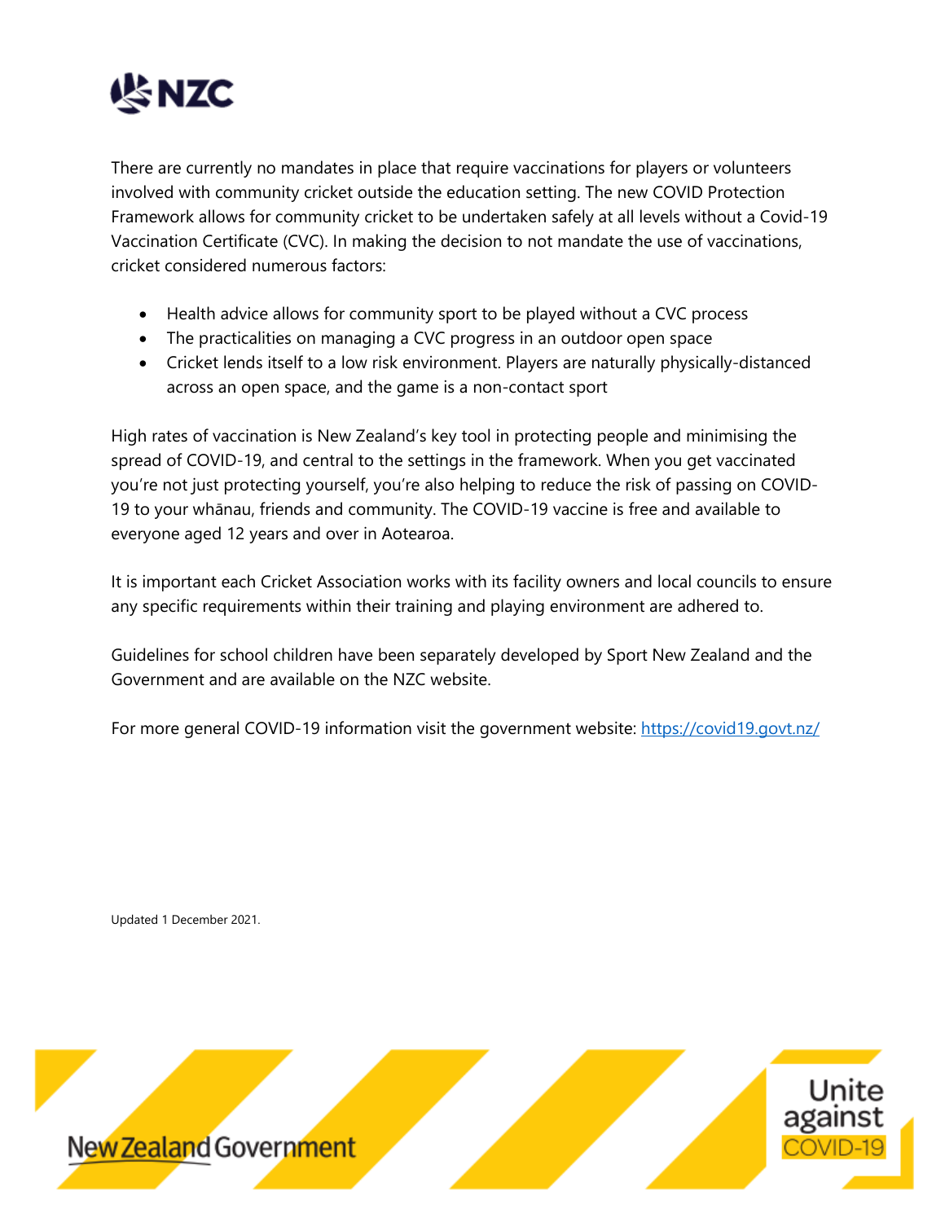There are currently no mandates in place that require vaccinations for players or volunteers involved with community cricket outside the education setting. The new COVID Protection Framework allows for community cricket to be undertaken safely at all levels without a Covid-19 Vaccination Certificate (CVC). In making the decision to not mandate the use of vaccinations, cricket considered numerous factors:

- Health advice allows for community sport to be played without a CVC process
- The practicalities on managing a CVC progress in an outdoor open space
- Cricket lends itself to a low risk environment. Players are naturally physically-distanced across an open space, and the game is a non-contact sport

High rates of vaccination is New Zealand's key tool in protecting people and minimising the spread of COVID-19, and central to the settings in the framework. When you get vaccinated you're not just protecting yourself, you're also helping to reduce the risk of passing on COVID-19 to your whānau, friends and community. The COVID-19 vaccine is free and available to everyone aged 12 years and over in Aotearoa.

It is important each Cricket Association works with its facility owners and local councils to ensure any specific requirements within their training and playing environment are adhered to.

Guidelines for school children have been separately developed by Sport New Zealand and the Government and are available on the NZC website.

For more general COVID-19 information visit the government website: [https://covid19.govt.nz/](https://covid19.govt.nz/)

Updated 1 December 2021.